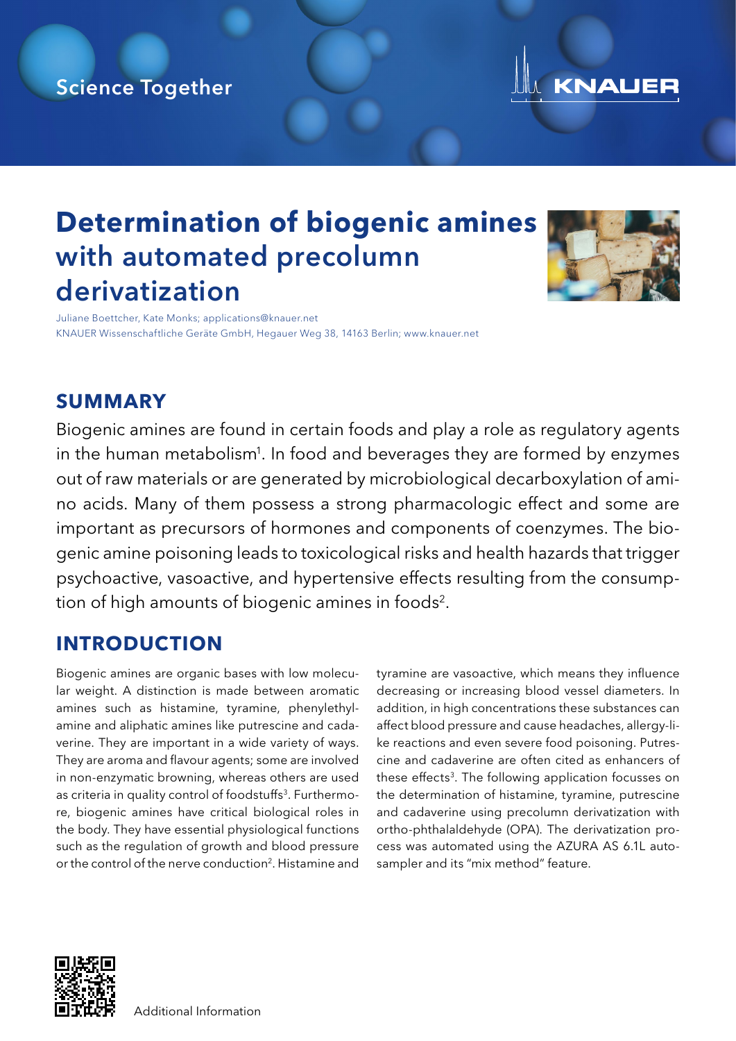Science Together

# Determination of biogenic amines with automated precolumn derivatization

Juliane Boettcher, Kate Monks; applications@knauer.net
KNAUER Wissenschaftliche Geräte GmbH, Hegauer Weg 38, 14163 Berlin; www.knauer.net

## SUMMARY

Biogenic amines are found in certain foods and play a role as regulatory agents in the human metabolism[1]. In food and beverages they are formed by enzymes out of raw materials or are generated by microbiological decarboxylation of amino acids. Many of them possess a strong pharmacologic effect and some are important as precursors of hormones and components of coenzymes. The biogenic amine poisoning leads to toxicological risks and health hazards that trigger psychoactive, vasoactive, and hypertensive effects resulting from the consumption of high amounts of biogenic amines in foods[2].

## INTRODUCTION

Biogenic amines are organic bases with low molecular weight. A distinction is made between aromatic amines such as histamine, tyramine, phenylethylamine and aliphatic amines like putrescine and cadaverine. They are important in a wide variety of ways. They are aroma and flavour agents; some are involved in non-enzymatic browning, whereas others are used as criteria in quality control of foodstuffs[3]. Furthermore, biogenic amines have critical biological roles in the body. They have essential physiological functions such as the regulation of growth and blood pressure or the control of the nerve conduction[2]. Histamine and tyramine are vasoactive, which means they influence decreasing or increasing blood vessel diameters. In addition, in high concentrations these substances can affect blood pressure and cause headaches, allergy-like reactions and even severe food poisoning. Putrescine and cadaverine are often cited as enhancers of these effects[3]. The following application focusses on the determination of histamine, tyramine, putrescine and cadaverine using precolumn derivatization with ortho-phthalaldehyde (OPA). The derivatization process was automated using the AZURA AS 6.1L autosampler and its "mix method" feature.

Additional Information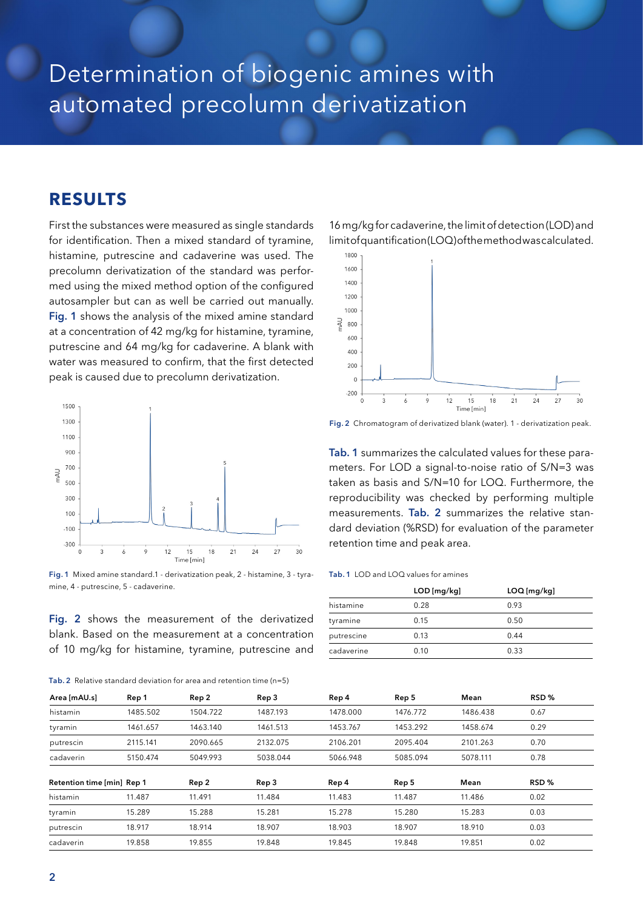# Determination of biogenic amines with automated precolumn derivatization

## RESULTS

First the substances were measured as single standards for identification. Then a mixed standard of tyramine, histamine, putrescine and cadaverine was used. The precolumn derivatization of the standard was performed using the mixed method option of the configured autosampler but can as well be carried out manually. Fig. 1 shows the analysis of the mixed amine standard at a concentration of 42 mg/kg for histamine, tyramine, putrescine and 64 mg/kg for cadaverine. A blank with water was measured to confirm, that the first detected peak is caused due to precolumn derivatization.

Fig. 1 Mixed amine standard.1 - derivatization peak, 2 - histamine, 3 - tyramine, 4 - putrescine, 5 - cadaverine.

Fig. 2 shows the measurement of the derivatized blank. Based on the measurement at a concentration of 10 mg/kg for histamine, tyramine, putrescine and 16 mg/kg for cadaverine, the limit of detection (LOD) and limit of quantification (LOQ) of the method was calculated.

Fig. 2 Chromatogram of derivatized blank (water). 1 - derivatization peak.

Tab. 1 summarizes the calculated values for these parameters. For LOD a signal-to-noise ratio of S/N=3 was taken as basis and S/N=10 for LOQ. Furthermore, the reproducibility was checked by performing multiple measurements. Tab. 2 summarizes the relative standard deviation (%RSD) for evaluation of the parameter retention time and peak area.

Tab. 1 LOD and LOQ values for amines

| | LOD [mg/kg] | LOQ [mg/kg] |
|---|---|---|
| histamine | 0.28 | 0.93 |
| tyramine | 0.15 | 0.50 |
| putrescine | 0.13 | 0.44 |
| cadaverine | 0.10 | 0.33 |

Tab. 2 Relative standard deviation for area and retention time (n=5)

| Area [mAU.s] | Rep 1 | Rep 2 | Rep 3 | Rep 4 | Rep 5 | Mean | RSD % |
|---|---|---|---|---|---|---|---|
| histamin | 1485.502 | 1504.722 | 1487.193 | 1478.000 | 1476.772 | 1486.438 | 0.67 |
| tyramin | 1461.657 | 1463.140 | 1461.513 | 1453.767 | 1453.292 | 1458.674 | 0.29 |
| putrescin | 2115.141 | 2090.665 | 2132.075 | 2106.201 | 2095.404 | 2101.263 | 0.70 |
| cadaverin | 5150.474 | 5049.993 | 5038.044 | 5066.948 | 5085.094 | 5078.111 | 0.78 |

| Retention time [min] | Rep 1 | Rep 2 | Rep 3 | Rep 4 | Rep 5 | Mean | RSD % |
|---|---|---|---|---|---|---|---|
| histamin | 11.487 | 11.491 | 11.484 | 11.483 | 11.487 | 11.486 | 0.02 |
| tyramin | 15.289 | 15.288 | 15.281 | 15.278 | 15.280 | 15.283 | 0.03 |
| putrescin | 18.917 | 18.914 | 18.907 | 18.903 | 18.907 | 18.910 | 0.03 |
| cadaverin | 19.858 | 19.855 | 19.848 | 19.845 | 19.848 | 19.851 | 0.02 |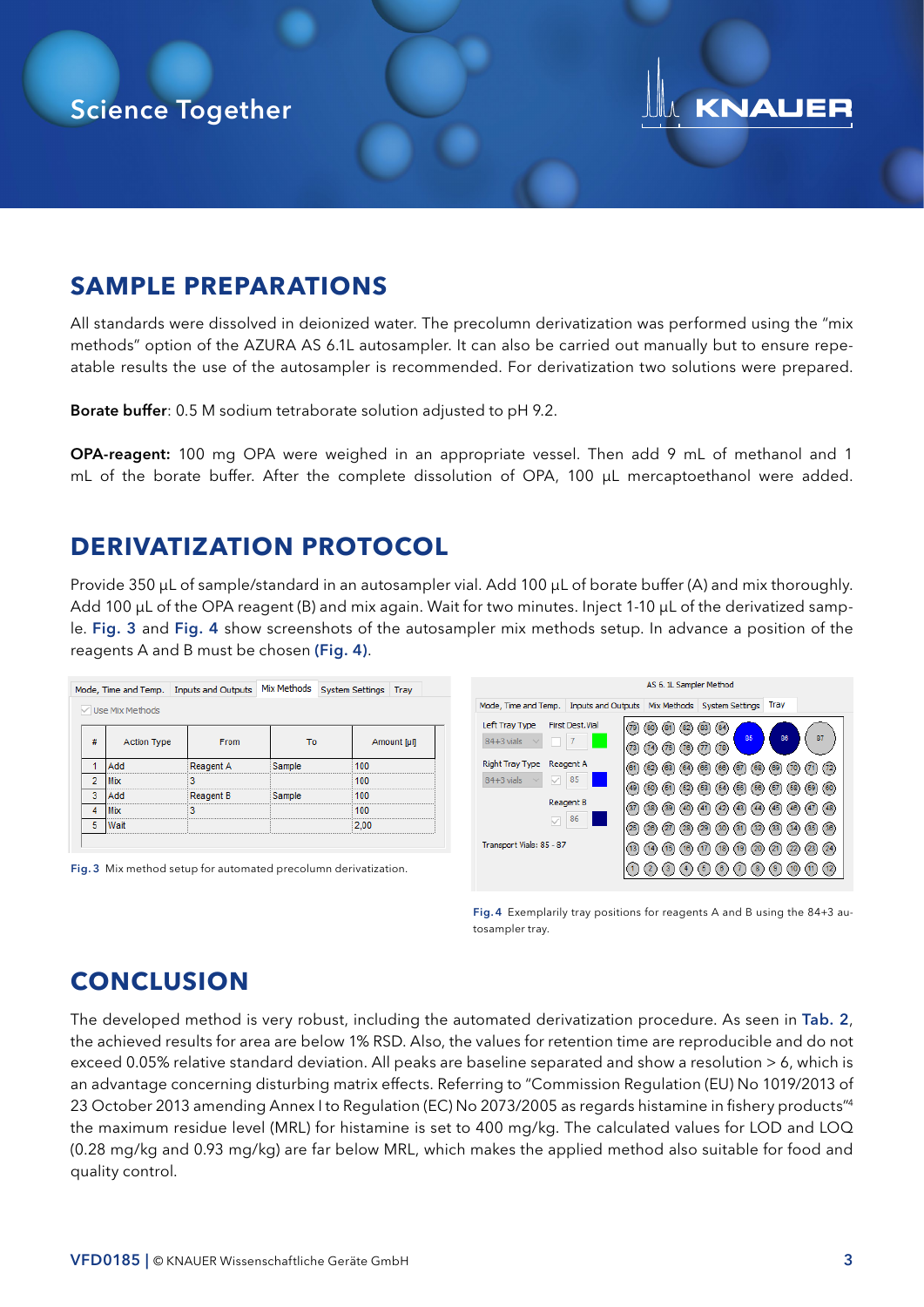## SAMPLE PREPARATIONS

All standards were dissolved in deionized water. The precolumn derivatization was performed using the "mix methods" option of the AZURA AS 6.1L autosampler. It can also be carried out manually but to ensure repeatable results the use of the autosampler is recommended. For derivatization two solutions were prepared.

**Borate buffer**: 0.5 M sodium tetraborate solution adjusted to pH 9.2.

**OPA-reagent:** 100 mg OPA were weighed in an appropriate vessel. Then add 9 mL of methanol and 1 mL of the borate buffer. After the complete dissolution of OPA, 100 µL mercaptoethanol were added.

## DERIVATIZATION PROTOCOL

Provide 350 µL of sample/standard in an autosampler vial. Add 100 µL of borate buffer (A) and mix thoroughly. Add 100 µL of the OPA reagent (B) and mix again. Wait for two minutes. Inject 1-10 µL of the derivatized sample. Fig. 3 and Fig. 4 show screenshots of the autosampler mix methods setup. In advance a position of the reagents A and B must be chosen (Fig. 4).

| # | Action Type | From | To | Amount [µl] |
|---|---|---|---|---|
| 1 | Add | Reagent A | Sample | 100 |
| 2 | Mix | 3 | | 100 |
| 3 | Add | Reagent B | Sample | 100 |
| 4 | Mix | 3 | | 100 |
| 5 | Wait | | | 2,00 |

Fig. 3 Mix method setup for automated precolumn derivatization.

Fig. 4 Exemplarily tray positions for reagents A and B using the 84+3 autosampler tray.

## CONCLUSION

The developed method is very robust, including the automated derivatization procedure. As seen in Tab. 2, the achieved results for area are below 1% RSD. Also, the values for retention time are reproducible and do not exceed 0.05% relative standard deviation. All peaks are baseline separated and show a resolution > 6, which is an advantage concerning disturbing matrix effects. Referring to "Commission Regulation (EU) No 1019/2013 of 23 October 2013 amending Annex I to Regulation (EC) No 2073/2005 as regards histamine in fishery products"[4] the maximum residue level (MRL) for histamine is set to 400 mg/kg. The calculated values for LOD and LOQ (0.28 mg/kg and 0.93 mg/kg) are far below MRL, which makes the applied method also suitable for food and quality control.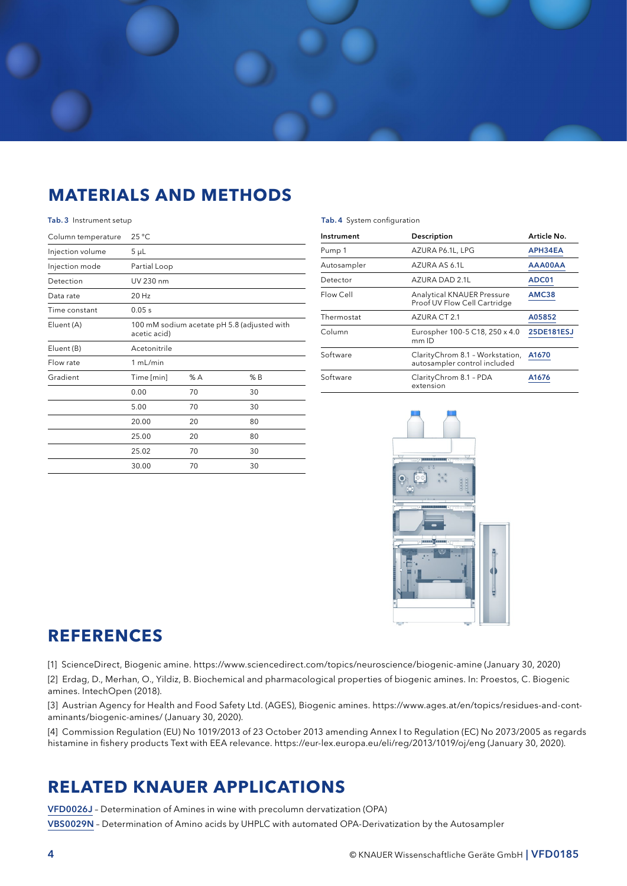## MATERIALS AND METHODS

Tab. 3 Instrument setup

| | | | |
|---|---|---|---|
| Column temperature | 25 °C | | |
| Injection volume | 5 µL | | |
| Injection mode | Partial Loop | | |
| Detection | UV 230 nm | | |
| Data rate | 20 Hz | | |
| Time constant | 0.05 s | | |
| Eluent (A) | 100 mM sodium acetate pH 5.8 (adjusted with acetic acid) | | |
| Eluent (B) | Acetonitrile | | |
| Flow rate | 1 mL/min | | |
| Gradient | Time [min] | % A | % B |
| | 0.00 | 70 | 30 |
| | 5.00 | 70 | 30 |
| | 20.00 | 20 | 80 |
| | 25.00 | 20 | 80 |
| | 25.02 | 70 | 30 |
| | 30.00 | 70 | 30 |

Tab. 4 System configuration

| Instrument | Description | Article No. |
|---|---|---|
| Pump 1 | AZURA P6.1L, LPG | APH34EA |
| Autosampler | AZURA AS 6.1L | AAA00AA |
| Detector | AZURA DAD 2.1L | ADC01 |
| Flow Cell | Analytical KNAUER Pressure Proof UV Flow Cell Cartridge | AMC38 |
| Thermostat | AZURA CT 2.1 | A05852 |
| Column | Eurospher 100-5 C18, 250 x 4.0 mm ID | 25DE181ESJ |
| Software | ClarityChrom 8.1 – Workstation, autosampler control included | A1670 |
| Software | ClarityChrom 8.1 – PDA extension | A1676 |

## REFERENCES

[1] ScienceDirect, Biogenic amine. https://www.sciencedirect.com/topics/neuroscience/biogenic-amine (January 30, 2020)

[2] Erdag, D., Merhan, O., Yildiz, B. Biochemical and pharmacological properties of biogenic amines. In: Proestos, C. Biogenic amines. IntechOpen (2018).

[3] Austrian Agency for Health and Food Safety Ltd. (AGES), Biogenic amines. https://www.ages.at/en/topics/residues-and-contaminants/biogenic-amines/ (January 30, 2020).

[4] Commission Regulation (EU) No 1019/2013 of 23 October 2013 amending Annex I to Regulation (EC) No 2073/2005 as regards histamine in fishery products Text with EEA relevance. https://eur-lex.europa.eu/eli/reg/2013/1019/oj/eng (January 30, 2020).

## RELATED KNAUER APPLICATIONS

VFD0026J – Determination of Amines in wine with precolumn dervatization (OPA)

VBS0029N – Determination of Amino acids by UHPLC with automated OPA-Derivatization by the Autosampler